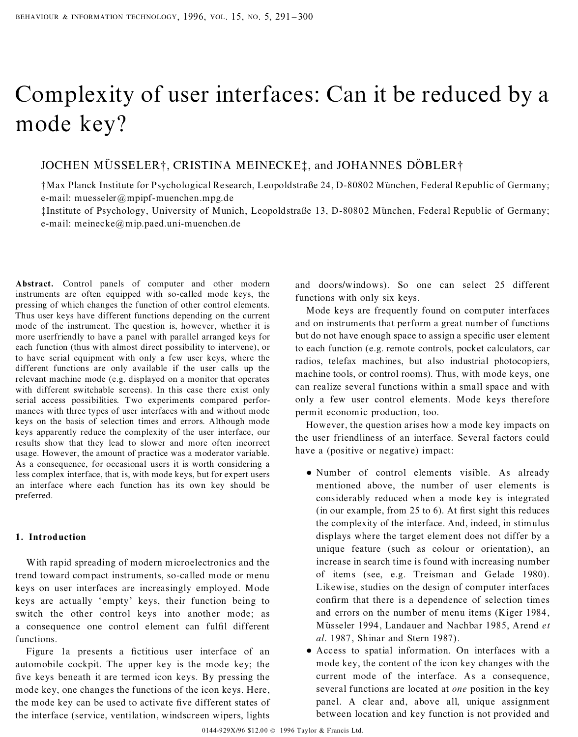# Complexity of user interfaces: Can it be reduced by a mode key?

JOCHEN MÜSSELER†, CRISTINA MEINECKE‡, and JOHANNES DÖBLER†

†Max Planck Institute for Psychological Research, Leopoldstraße 24, D-80802 München, Federal Republic of Germany; e-mail: muesseler@mpipf-muenchen.mpg.de

‡Institute of Psychology, University of Munich, Leopoldstraße 13, D-80802 München, Federal Republic of Germany; e-mail: meinecke@mip.paed.uni-muenchen.de

**Abstract.** Control panels of computer and other modern instruments are often equipped with so-called mode keys, the pressing of which changes the function of other control elements. Thus user keys have different functions depending on the current mode of the instrument. The question is, however, whether it is more userfriendly to have a panel with parallel arranged keys for each function (thus with almost direct possibility to intervene), or to have serial equipment with only a few user keys, where the different functions are only available if the user calls up the relevant machine mode (e.g. displayed on a monitor that operates with different switchable screens). In this case there exist only serial access possibilities. Two experiments compared performances with three types of user interfaces with and without mode keys on the basis of selection times and errors. Although mode keys apparently reduce the complexity of the user interface, our results show that they lead to slower and more often incorrect usage. However, the amount of practice was a moderator variable. As a consequence, for occasional users it is worth considering a less complex interface, that is, with mode keys, but for expert users an interface where each function has its own key should be preferred.

## 1. Introduction

With rapid spreading of modern microelectronics and the trend toward compact instruments, so-called mode or menu keys on user interfaces are increasingly employed. Mode keys are actually 'empty' keys, their function being to switch the other control keys into another mode; as a consequence one control element can fulfil different functions.

Figure 1a presents a fictitious user interface of an automobile cockpit. The upper key is the mode key; the five keys beneath it are termed icon keys. By pressing the mode key, one changes the functions of the icon keys. Here, the mode key can be used to activate five different states of the interface (service, ventilation, windscreen wipers, lights and doors/windows). So one can select 25 different functions with only six keys.

Mode keys are frequently found on computer interfaces and on instruments that perform a great number of functions but do not have enough space to assign a specific user element to each function (e.g. remote controls, pocket calculators, car radios, telefax machines, but also industrial photocopiers, machine tools, or control rooms). Thus, with mode keys, one can realize several functions within a small space and with only a few user control elements. Mode keys therefore permit economic production, too.

However, the question arises how a mode key impacts on the user friendliness of an interface. Several factors could have a (positive or negative) impact:

- Number of control elements visible. As already mentioned above, the number of user elements is considerably reduced when a mode key is integrated (in our example, from 25 to 6). At first sight this reduces the complexity of the interface. And, indeed, in stimulus displays where the target element does not differ by a unique feature (such as colour or orientation), an increase in search time is found with increasing number of items (see, e.g. Treisman and Gelade 1980). Likewise, studies on the design of computer interfaces confirm that there is a dependence of selection times and errors on the number of menu items (Kiger 1984, Müsseler 1994, Landauer and Nachbar 1985, Arend *et al*. 1987, Shinar and Stern 1987).
- Access to spatial information. On interfaces with a mode key, the content of the icon key changes with the current mode of the interface. As a consequence, several functions are located at *one* position in the key panel. A clear and, above all, unique assignment between location and key function is not provided and

0144-929X/96 $12.00 © 1996 Taylor & Francis Ltd.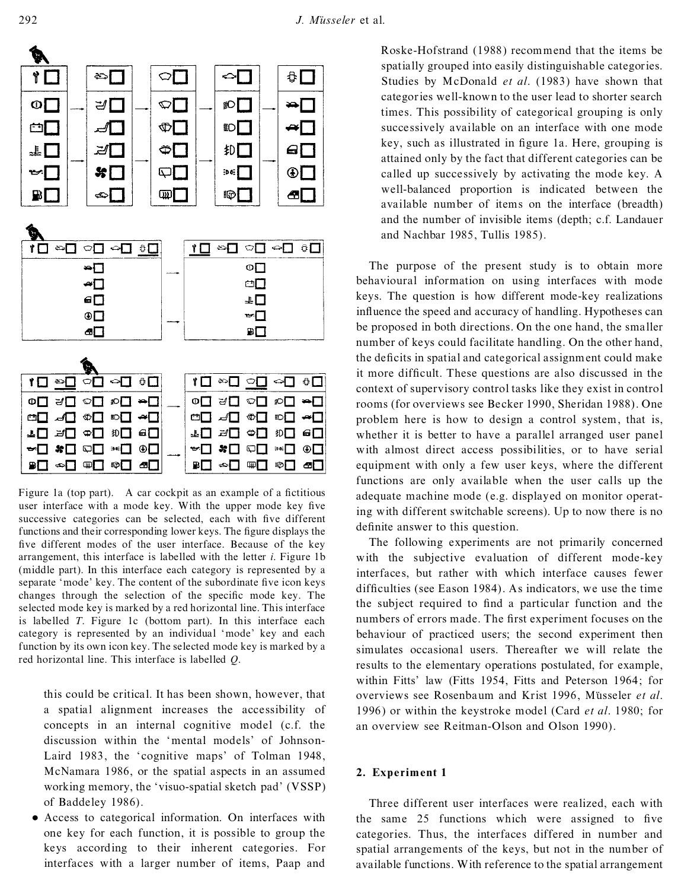Figure 1a (top part). A car cockpit as an example of a fictitious user interface with a mode key. With the upper mode key five successive categories can be selected, each with five different functions and their corresponding lower keys. The figure displays the five different modes of the user interface. Because of the key arrangement, this interface is labelled with the letter *i*. Figure 1b (middle part). In this interface each category is represented by a separate 'mode' key. The content of the subordinate five icon keys changes through the selection of the specific mode key. The selected mode key is marked by a red horizontal line. This interface is labelled *T*. Figure 1c (bottom part). In this interface each category is represented by an individual 'mode' key and each function by its own icon key. The selected mode key is marked by a red horizontal line. This interface is labelled *Q*.

this could be critical. It has been shown, however, that a spatial alignment increases the accessibility of concepts in an internal cognitive model (c.f. the discussion within the 'mental models' of Johnson-Laird 1983, the 'cognitive maps' of Tolman 1948, McNamara 1986, or the spatial aspects in an assumed working memory, the 'visuo-spatial sketch pad' (VSSP) of Baddeley 1986).

- Access to categorical information. On interfaces with one key for each function, it is possible to group the keys according to their inherent categories. For interfaces with a larger number of items, Paap and Roske-Hofstrand (1988) recommend that the items be spatially grouped into easily distinguishable categories. Studies by McDonald *et al.* (1983) have shown that categories well-known to the user lead to shorter search times. This possibility of categorical grouping is only successively available on an interface with one mode key, such as illustrated in figure 1a. Here, grouping is attained only by the fact that different categories can be called up successively by activating the mode key. A well-balanced proportion is indicated between the available number of items on the interface (breadth) and the number of invisible items (depth; c.f. Landauer and Nachbar 1985, Tullis 1985).

The purpose of the present study is to obtain more behavioural information on using interfaces with mode keys. The question is how different mode-key realizations influence the speed and accuracy of handling. Hypotheses can be proposed in both directions. On the one hand, the smaller number of keys could facilitate handling. On the other hand, the deficits in spatial and categorical assignment could make it more difficult. These questions are also discussed in the context of supervisory control tasks like they exist in control rooms (for overviews see Becker 1990, Sheridan 1988). One problem here is how to design a control system, that is, whether it is better to have a parallel arranged user panel with almost direct access possibilities, or to have serial equipment with only a few user keys, where the different functions are only available when the user calls up the adequate machine mode (e.g. displayed on monitor operating with different switchable screens). Up to now there is no definite answer to this question.

The following experiments are not primarily concerned with the subjective evaluation of different mode-key interfaces, but rather with which interface causes fewer difficulties (see Eason 1984). As indicators, we use the time the subject required to find a particular function and the numbers of errors made. The first experiment focuses on the behaviour of practiced users; the second experiment then simulates occasional users. Thereafter we will relate the results to the elementary operations postulated, for example, within Fitts' law (Fitts 1954, Fitts and Peterson 1964; for overviews see Rosenbaum and Krist 1996, Müsseler *et al.* 1996) or within the keystroke model (Card *et al.* 1980; for an overview see Reitman-Olson and Olson 1990).

## 2. Experiment 1

Three different user interfaces were realized, each with the same 25 functions which were assigned to five categories. Thus, the interfaces differed in number and spatial arrangements of the keys, but not in the number of available functions. With reference to the spatial arrangement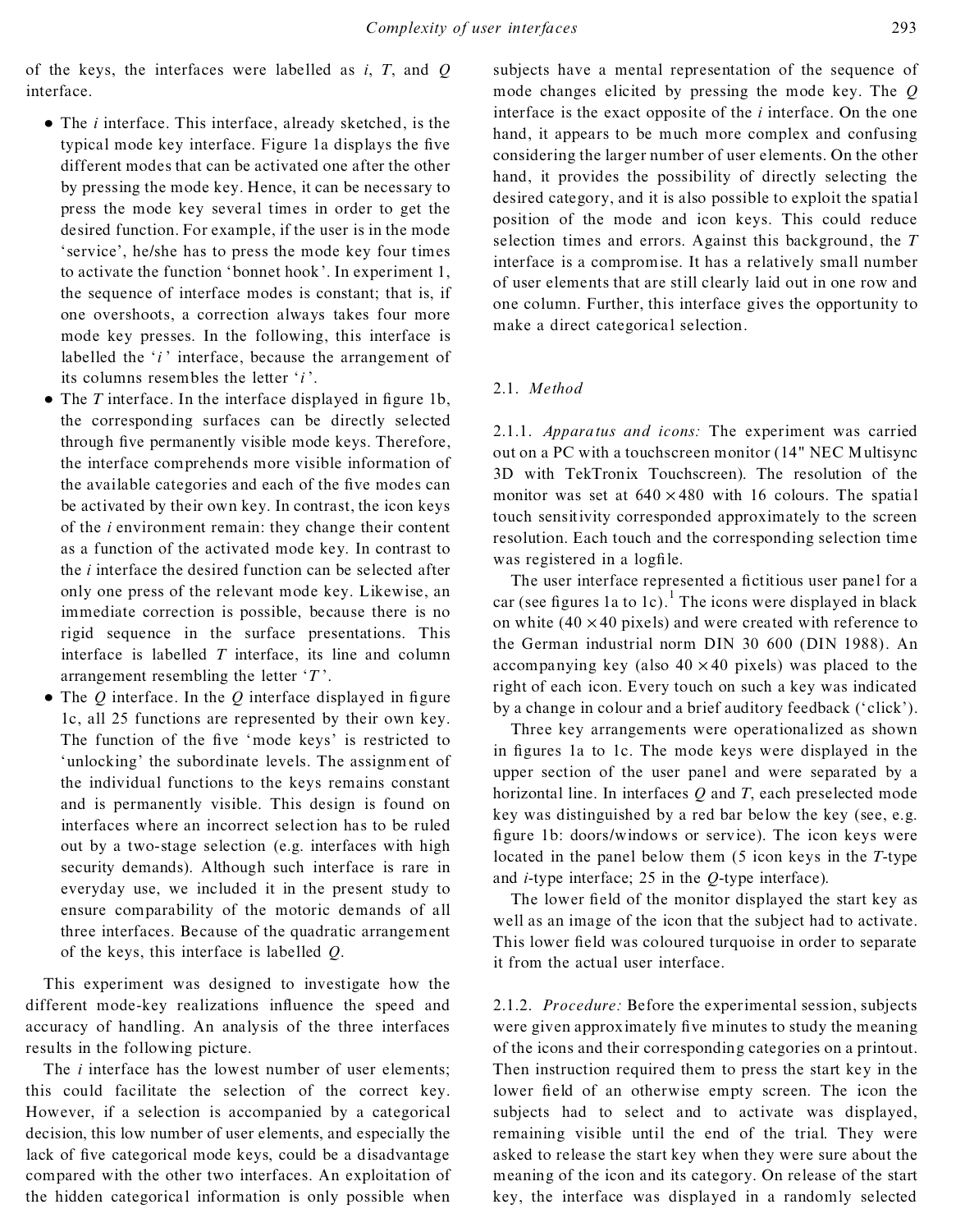of the keys, the interfaces were labelled as *i*, *T*, and *Q* interface.

- The *i* interface. This interface, already sketched, is the typical mode key interface. Figure 1a displays the five different modes that can be activated one after the other by pressing the mode key. Hence, it can be necessary to press the mode key several times in order to get the desired function. For example, if the user is in the mode 'service', he/she has to press the mode key four times to activate the function 'bonnet hook'. In experiment 1, the sequence of interface modes is constant; that is, if one overshoots, a correction always takes four more mode key presses. In the following, this interface is labelled the '*i*' interface, because the arrangement of its columns resembles the letter '*i*'.
- The *T* interface. In the interface displayed in figure 1b, the corresponding surfaces can be directly selected through five permanently visible mode keys. Therefore, the interface comprehends more visible information of the available categories and each of the five modes can be activated by their own key. In contrast, the icon keys of the *i* environment remain: they change their content as a function of the activated mode key. In contrast to the *i* interface the desired function can be selected after only one press of the relevant mode key. Likewise, an immediate correction is possible, because there is no rigid sequence in the surface presentations. This interface is labelled *T* interface, its line and column arrangement resembling the letter '*T*'.
- The *Q* interface. In the *Q* interface displayed in figure 1c, all 25 functions are represented by their own key. The function of the five 'mode keys' is restricted to 'unlocking' the subordinate levels. The assignment of the individual functions to the keys remains constant and is permanently visible. This design is found on interfaces where an incorrect selection has to be ruled out by a two-stage selection (e.g. interfaces with high security demands). Although such interface is rare in everyday use, we included it in the present study to ensure comparability of the motoric demands of all three interfaces. Because of the quadratic arrangement of the keys, this interface is labelled *Q*.

This experiment was designed to investigate how the different mode-key realizations influence the speed and accuracy of handling. An analysis of the three interfaces results in the following picture.

The *i* interface has the lowest number of user elements; this could facilitate the selection of the correct key. However, if a selection is accompanied by a categorical decision, this low number of user elements, and especially the lack of five categorical mode keys, could be a disadvantage compared with the other two interfaces. An exploitation of the hidden categorical information is only possible when subjects have a mental representation of the sequence of mode changes elicited by pressing the mode key. The *Q* interface is the exact opposite of the *i* interface. On the one hand, it appears to be much more complex and confusing considering the larger number of user elements. On the other hand, it provides the possibility of directly selecting the desired category, and it is also possible to exploit the spatial position of the mode and icon keys. This could reduce selection times and errors. Against this background, the *T* interface is a compromise. It has a relatively small number of user elements that are still clearly laid out in one row and one column. Further, this interface gives the opportunity to make a direct categorical selection.

### 2.1. *Method*

2.1.1. *Apparatus and icons:* The experiment was carried out on a PC with a touchscreen monitor (14" NEC Multisync 3D with TekTronix Touchscreen). The resolution of the monitor was set at $640 \times 480$ with 16 colours. The spatial touch sensitivity corresponded approximately to the screen resolution. Each touch and the corresponding selection time was registered in a logfile.

The user interface represented a fictitious user panel for a car (see figures 1a to 1c).[1] The icons were displayed in black on white ($40 \times 40$ pixels) and were created with reference to the German industrial norm DIN 30 600 (DIN 1988). An accompanying key (also $40 \times 40$ pixels) was placed to the right of each icon. Every touch on such a key was indicated by a change in colour and a brief auditory feedback ('click').

Three key arrangements were operationalized as shown in figures 1a to 1c. The mode keys were displayed in the upper section of the user panel and were separated by a horizontal line. In interfaces *Q* and *T*, each preselected mode key was distinguished by a red bar below the key (see, e.g. figure 1b: doors/windows or service). The icon keys were located in the panel below them (5 icon keys in the *T*-type and *i*-type interface; 25 in the *Q*-type interface).

The lower field of the monitor displayed the start key as well as an image of the icon that the subject had to activate. This lower field was coloured turquoise in order to separate it from the actual user interface.

2.1.2. *Procedure:* Before the experimental session, subjects were given approximately five minutes to study the meaning of the icons and their corresponding categories on a printout. Then instruction required them to press the start key in the lower field of an otherwise empty screen. The icon the subjects had to select and to activate was displayed, remaining visible until the end of the trial. They were asked to release the start key when they were sure about the meaning of the icon and its category. On release of the start key, the interface was displayed in a randomly selected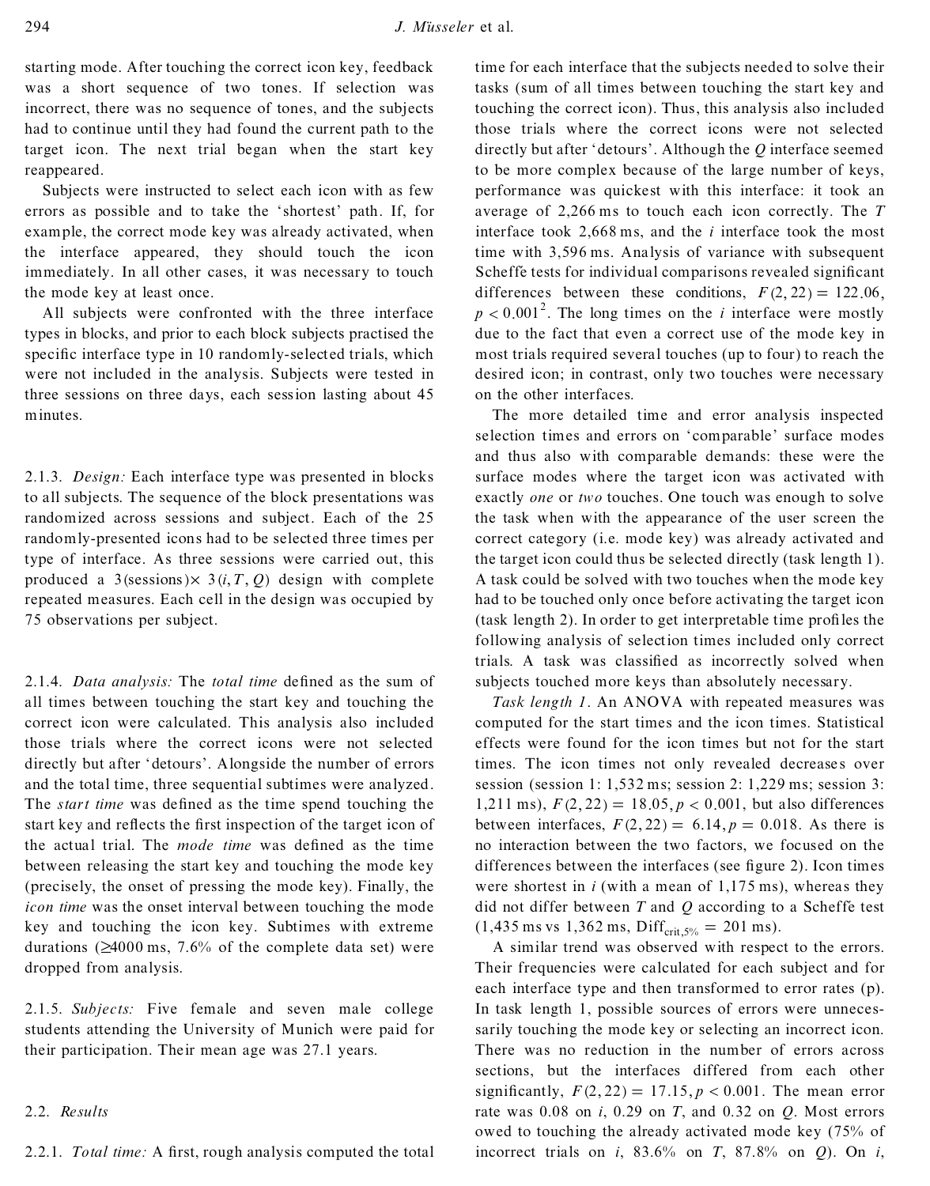starting mode. After touching the correct icon key, feedback was a short sequence of two tones. If selection was incorrect, there was no sequence of tones, and the subjects had to continue until they had found the current path to the target icon. The next trial began when the start key reappeared.

Subjects were instructed to select each icon with as few errors as possible and to take the 'shortest' path. If, for example, the correct mode key was already activated, when the interface appeared, they should touch the icon immediately. In all other cases, it was necessary to touch the mode key at least once.

All subjects were confronted with the three interface types in blocks, and prior to each block subjects practised the specific interface type in 10 randomly-selected trials, which were not included in the analysis. Subjects were tested in three sessions on three days, each session lasting about 45 minutes.

2.1.3. *Design:* Each interface type was presented in blocks to all subjects. The sequence of the block presentations was randomized across sessions and subject. Each of the 25 randomly-presented icons had to be selected three times per type of interface. As three sessions were carried out, this produced a 3(sessions)$\times$ 3($i, T, Q$) design with complete repeated measures. Each cell in the design was occupied by 75 observations per subject.

2.1.4. *Data analysis:* The *total time* defined as the sum of all times between touching the start key and touching the correct icon were calculated. This analysis also included those trials where the correct icons were not selected directly but after 'detours'. Alongside the number of errors and the total time, three sequential subtimes were analyzed. The *start time* was defined as the time spend touching the start key and reflects the first inspection of the target icon of the actual trial. The *mode time* was defined as the time between releasing the start key and touching the mode key (precisely, the onset of pressing the mode key). Finally, the *icon time* was the onset interval between touching the mode key and touching the icon key. Subtimes with extreme durations ($\geq$4000 ms, 7.6% of the complete data set) were dropped from analysis.

2.1.5. *Subjects:* Five female and seven male college students attending the University of Munich were paid for their participation. Their mean age was 27.1 years.

## 2.2. *Results*

2.2.1. *Total time:* A first, rough analysis computed the total time for each interface that the subjects needed to solve their tasks (sum of all times between touching the start key and touching the correct icon). Thus, this analysis also included those trials where the correct icons were not selected directly but after 'detours'. Although the $Q$ interface seemed to be more complex because of the large number of keys, performance was quickest with this interface: it took an average of 2,266 ms to touch each icon correctly. The $T$ interface took 2,668 ms, and the $i$ interface took the most time with 3,596 ms. Analysis of variance with subsequent Scheffe tests for individual comparisons revealed significant differences between these conditions, $F(2, 22) = 122.06$, $p < 0.001$[2]. The long times on the $i$ interface were mostly due to the fact that even a correct use of the mode key in most trials required several touches (up to four) to reach the desired icon; in contrast, only two touches were necessary on the other interfaces.

The more detailed time and error analysis inspected selection times and errors on 'comparable' surface modes and thus also with comparable demands: these were the surface modes where the target icon was activated with exactly *one* or *two* touches. One touch was enough to solve the task when with the appearance of the user screen the correct category (i.e. mode key) was already activated and the target icon could thus be selected directly (task length 1). A task could be solved with two touches when the mode key had to be touched only once before activating the target icon (task length 2). In order to get interpretable time profiles the following analysis of selection times included only correct trials. A task was classified as incorrectly solved when subjects touched more keys than absolutely necessary.

*Task length 1*. An ANOVA with repeated measures was computed for the start times and the icon times. Statistical effects were found for the icon times but not for the start times. The icon times not only revealed decreases over session (session 1: 1,532 ms; session 2: 1,229 ms; session 3: 1,211 ms), $F(2, 22) = 18.05, p < 0.001$, but also differences between interfaces, $F(2, 22) = 6.14, p = 0.018$. As there is no interaction between the two factors, we focused on the differences between the interfaces (see figure 2). Icon times were shortest in $i$ (with a mean of 1,175 ms), whereas they did not differ between $T$ and $Q$ according to a Scheffe test (1,435 ms vs 1,362 ms, $\text{Diff}_{\text{crit},5\%} = 201$ ms).

A similar trend was observed with respect to the errors. Their frequencies were calculated for each subject and for each interface type and then transformed to error rates (p). In task length 1, possible sources of errors were unnecessarily touching the mode key or selecting an incorrect icon. There was no reduction in the number of errors across sections, but the interfaces differed from each other significantly, $F(2, 22) = 17.15, p < 0.001$. The mean error rate was 0.08 on $i$, 0.29 on $T$, and 0.32 on $Q$. Most errors owed to touching the already activated mode key (75% of incorrect trials on $i$, 83.6% on $T$, 87.8% on $Q$). On $i$,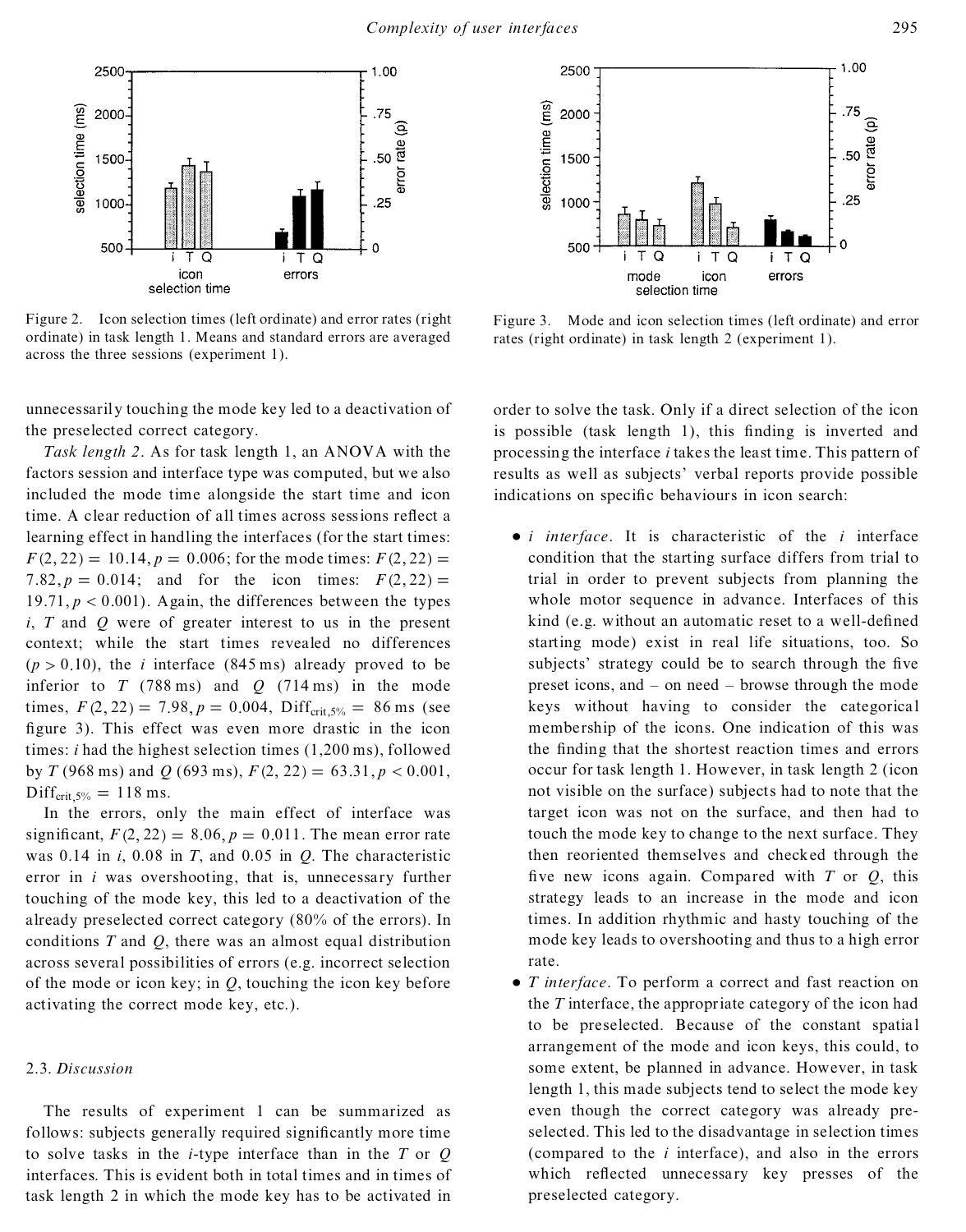Figure 2. Icon selection times (left ordinate) and error rates (right ordinate) in task length 1. Means and standard errors are averaged across the three sessions (experiment 1).

Figure 3. Mode and icon selection times (left ordinate) and error rates (right ordinate) in task length 2 (experiment 1).

unnecessarily touching the mode key led to a deactivation of the preselected correct category.

*Task length 2*. As for task length 1, an ANOVA with the factors session and interface type was computed, but we also included the mode time alongside the start time and icon time. A clear reduction of all times across sessions reflect a learning effect in handling the interfaces (for the start times: $F(2, 22) = 10.14, p = 0.006$; for the mode times: $F(2, 22) = 7.82, p = 0.014$; and for the icon times: $F(2, 22) = 19.71, p < 0.001$). Again, the differences between the types *i*, *T* and *Q* were of greater interest to us in the present context; while the start times revealed no differences ($p > 0.10$), the *i* interface (845 ms) already proved to be inferior to *T* (788 ms) and *Q* (714 ms) in the mode times, $F(2, 22) = 7.98, p = 0.004$, $\text{Diff}_{\text{crit},5\%} = 86$ ms (see figure 3). This effect was even more drastic in the icon times: *i* had the highest selection times (1,200 ms), followed by *T* (968 ms) and *Q* (693 ms), $F(2, 22) = 63.31, p < 0.001$, $\text{Diff}_{\text{crit},5\%} = 118$ ms.

In the errors, only the main effect of interface was significant, $F(2, 22) = 8.06, p = 0.011$. The mean error rate was 0.14 in *i*, 0.08 in *T*, and 0.05 in *Q*. The characteristic error in *i* was overshooting, that is, unnecessary further touching of the mode key, this led to a deactivation of the already preselected correct category (80% of the errors). In conditions *T* and *Q*, there was an almost equal distribution across several possibilities of errors (e.g. incorrect selection of the mode or icon key; in *Q*, touching the icon key before activating the correct mode key, etc.).

### 2.3. *Discussion*

The results of experiment 1 can be summarized as follows: subjects generally required significantly more time to solve tasks in the *i*-type interface than in the *T* or *Q* interfaces. This is evident both in total times and in times of task length 2 in which the mode key has to be activated in order to solve the task. Only if a direct selection of the icon is possible (task length 1), this finding is inverted and processing the interface *i* takes the least time. This pattern of results as well as subjects' verbal reports provide possible indications on specific behaviours in icon search:

- *i interface*. It is characteristic of the *i* interface condition that the starting surface differs from trial to trial in order to prevent subjects from planning the whole motor sequence in advance. Interfaces of this kind (e.g. without an automatic reset to a well-defined starting mode) exist in real life situations, too. So subjects' strategy could be to search through the five preset icons, and – on need – browse through the mode keys without having to consider the categorical membership of the icons. One indication of this was the finding that the shortest reaction times and errors occur for task length 1. However, in task length 2 (icon not visible on the surface) subjects had to note that the target icon was not on the surface, and then had to touch the mode key to change to the next surface. They then reoriented themselves and checked through the five new icons again. Compared with *T* or *Q*, this strategy leads to an increase in the mode and icon times. In addition rhythmic and hasty touching of the mode key leads to overshooting and thus to a high error rate.
- *T interface*. To perform a correct and fast reaction on the *T* interface, the appropriate category of the icon had to be preselected. Because of the constant spatial arrangement of the mode and icon keys, this could, to some extent, be planned in advance. However, in task length 1, this made subjects tend to select the mode key even though the correct category was already preselected. This led to the disadvantage in selection times (compared to the *i* interface), and also in the errors which reflected unnecessary key presses of the preselected category.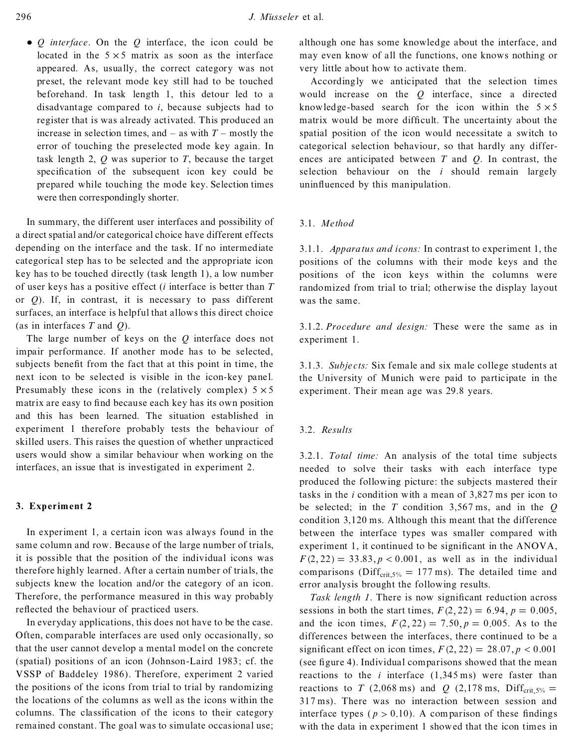- *Q interface*. On the *Q* interface, the icon could be located in the $5 \times 5$ matrix as soon as the interface appeared. As, usually, the correct category was not preset, the relevant mode key still had to be touched beforehand. In task length 1, this detour led to a disadvantage compared to *i*, because subjects had to register that is was already activated. This produced an increase in selection times, and – as with *T* – mostly the error of touching the preselected mode key again. In task length 2, *Q* was superior to *T*, because the target specification of the subsequent icon key could be prepared while touching the mode key. Selection times were then correspondingly shorter.

In summary, the different user interfaces and possibility of a direct spatial and/or categorical choice have different effects depending on the interface and the task. If no intermediate categorical step has to be selected and the appropriate icon key has to be touched directly (task length 1), a low number of user keys has a positive effect (*i* interface is better than *T* or *Q*). If, in contrast, it is necessary to pass different surfaces, an interface is helpful that allows this direct choice (as in interfaces *T* and *Q*).

The large number of keys on the *Q* interface does not impair performance. If another mode has to be selected, subjects benefit from the fact that at this point in time, the next icon to be selected is visible in the icon-key panel. Presumably these icons in the (relatively complex) $5 \times 5$ matrix are easy to find because each key has its own position and this has been learned. The situation established in experiment 1 therefore probably tests the behaviour of skilled users. This raises the question of whether unpracticed users would show a similar behaviour when working on the interfaces, an issue that is investigated in experiment 2.

## 3. Experiment 2

In experiment 1, a certain icon was always found in the same column and row. Because of the large number of trials, it is possible that the position of the individual icons was therefore highly learned. After a certain number of trials, the subjects knew the location and/or the category of an icon. Therefore, the performance measured in this way probably reflected the behaviour of practiced users.

In everyday applications, this does not have to be the case. Often, comparable interfaces are used only occasionally, so that the user cannot develop a mental model on the concrete (spatial) positions of an icon (Johnson-Laird 1983; cf. the VSSP of Baddeley 1986). Therefore, experiment 2 varied the positions of the icons from trial to trial by randomizing the locations of the columns as well as the icons within the columns. The classification of the icons to their category remained constant. The goal was to simulate occasional use; although one has some knowledge about the interface, and may even know of all the functions, one knows nothing or very little about how to activate them.

Accordingly we anticipated that the selection times would increase on the *Q* interface, since a directed knowledge-based search for the icon within the $5 \times 5$ matrix would be more difficult. The uncertainty about the spatial position of the icon would necessitate a switch to categorical selection behaviour, so that hardly any differences are anticipated between *T* and *Q*. In contrast, the selection behaviour on the *i* should remain largely uninfluenced by this manipulation.

### 3.1. *Method*

3.1.1. *Apparatus and icons:* In contrast to experiment 1, the positions of the columns with their mode keys and the positions of the icon keys within the columns were randomized from trial to trial; otherwise the display layout was the same.

3.1.2. *Procedure and design:* These were the same as in experiment 1.

3.1.3. *Subjects:* Six female and six male college students at the University of Munich were paid to participate in the experiment. Their mean age was 29.8 years.

### 3.2. *Results*

3.2.1. *Total time:* An analysis of the total time subjects needed to solve their tasks with each interface type produced the following picture: the subjects mastered their tasks in the *i* condition with a mean of 3,827 ms per icon to be selected; in the *T* condition 3,567 ms, and in the *Q* condition 3,120 ms. Although this meant that the difference between the interface types was smaller compared with experiment 1, it continued to be significant in the ANOVA, $F(2, 22) = 33.83, p < 0.001$, as well as in the individual comparisons ($\text{Diff}_{\text{crit},5\%} = 177$ ms). The detailed time and error analysis brought the following results.

*Task length 1*. There is now significant reduction across sessions in both the start times, $F(2, 22) = 6.94, p = 0.005$, and the icon times, $F(2, 22) = 7.50, p = 0.005$. As to the differences between the interfaces, there continued to be a significant effect on icon times, $F(2, 22) = 28.07, p < 0.001$ (see figure 4). Individual comparisons showed that the mean reactions to the *i* interface (1,345 ms) were faster than reactions to *T* (2,068 ms) and *Q* (2,178 ms, $\text{Diff}_{\text{crit},5\%} =$ 317 ms). There was no interaction between session and interface types ($p > 0.10$). A comparison of these findings with the data in experiment 1 showed that the icon times in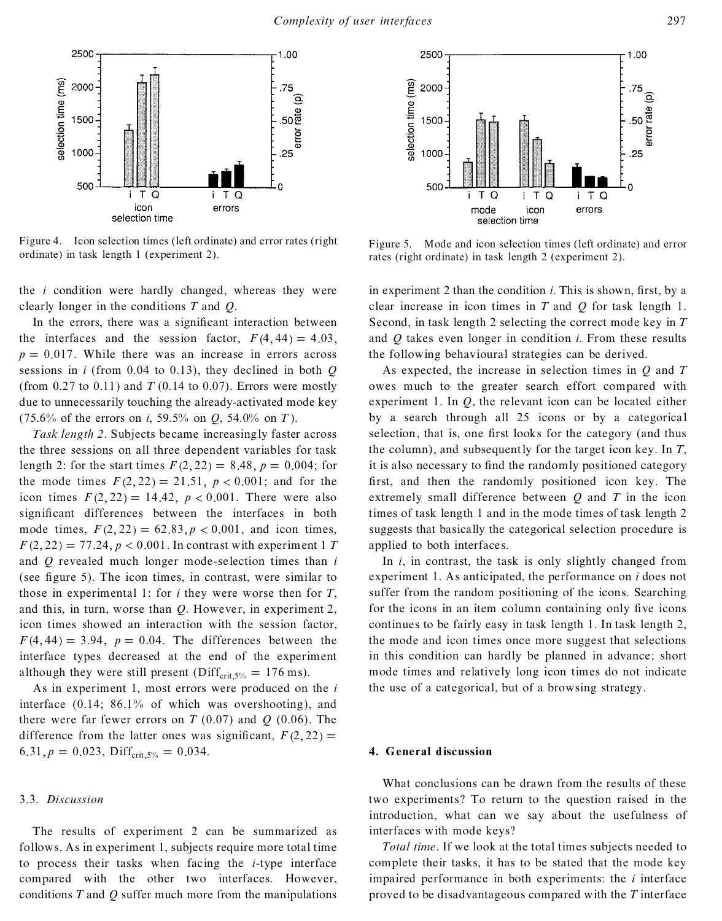Figure 4. Icon selection times (left ordinate) and error rates (right ordinate) in task length 1 (experiment 2).

Figure 5. Mode and icon selection times (left ordinate) and error rates (right ordinate) in task length 2 (experiment 2).

the *i* condition were hardly changed, whereas they were clearly longer in the conditions *T* and *Q*.

In the errors, there was a significant interaction between the interfaces and the session factor, $F(4, 44) = 4.03$, $p = 0.017$. While there was an increase in errors across sessions in *i* (from 0.04 to 0.13), they declined in both *Q* (from 0.27 to 0.11) and *T* (0.14 to 0.07). Errors were mostly due to unnecessarily touching the already-activated mode key (75.6% of the errors on *i*, 59.5% on *Q*, 54.0% on *T*).

*Task length 2*. Subjects became increasingly faster across the three sessions on all three dependent variables for task length 2: for the start times $F(2, 22) = 8.48$, $p = 0.004$; for the mode times $F(2, 22) = 21.51$, $p < 0.001$; and for the icon times $F(2, 22) = 14.42$, $p < 0.001$. There were also significant differences between the interfaces in both mode times, $F(2, 22) = 62.83, p < 0.001$, and icon times, $F(2, 22) = 77.24, p < 0.001$. In contrast with experiment 1 *T* and *Q* revealed much longer mode-selection times than *i* (see figure 5). The icon times, in contrast, were similar to those in experimental 1: for *i* they were worse then for *T*, and this, in turn, worse than *Q*. However, in experiment 2, icon times showed an interaction with the session factor, $F(4, 44) = 3.94$, $p = 0.04$. The differences between the interface types decreased at the end of the experiment although they were still present ($\mathrm{Diff}_{\mathrm{crit},5\%} = 176$ ms).

As in experiment 1, most errors were produced on the *i* interface (0.14; 86.1% of which was overshooting), and there were far fewer errors on *T* (0.07) and *Q* (0.06). The difference from the latter ones was significant, $F(2, 22) = 6.31, p = 0.023$, $\mathrm{Diff}_{\mathrm{crit},5\%} = 0.034$.

### 3.3. *Discussion*

The results of experiment 2 can be summarized as follows. As in experiment 1, subjects require more total time to process their tasks when facing the *i*-type interface compared with the other two interfaces. However, conditions *T* and *Q* suffer much more from the manipulations in experiment 2 than the condition *i*. This is shown, first, by a clear increase in icon times in *T* and *Q* for task length 1. Second, in task length 2 selecting the correct mode key in *T* and *Q* takes even longer in condition *i*. From these results the following behavioural strategies can be derived.

As expected, the increase in selection times in *Q* and *T* owes much to the greater search effort compared with experiment 1. In *Q*, the relevant icon can be located either by a search through all 25 icons or by a categorical selection, that is, one first looks for the category (and thus the column), and subsequently for the target icon key. In *T*, it is also necessary to find the randomly positioned category first, and then the randomly positioned icon key. The extremely small difference between *Q* and *T* in the icon times of task length 1 and in the mode times of task length 2 suggests that basically the categorical selection procedure is applied to both interfaces.

In *i*, in contrast, the task is only slightly changed from experiment 1. As anticipated, the performance on *i* does not suffer from the random positioning of the icons. Searching for the icons in an item column containing only five icons continues to be fairly easy in task length 1. In task length 2, the mode and icon times once more suggest that selections in this condition can hardly be planned in advance; short mode times and relatively long icon times do not indicate the use of a categorical, but of a browsing strategy.

## 4. General discussion

What conclusions can be drawn from the results of these two experiments? To return to the question raised in the introduction, what can we say about the usefulness of interfaces with mode keys?

*Total time*. If we look at the total times subjects needed to complete their tasks, it has to be stated that the mode key impaired performance in both experiments: the *i* interface proved to be disadvantageous compared with the *T* interface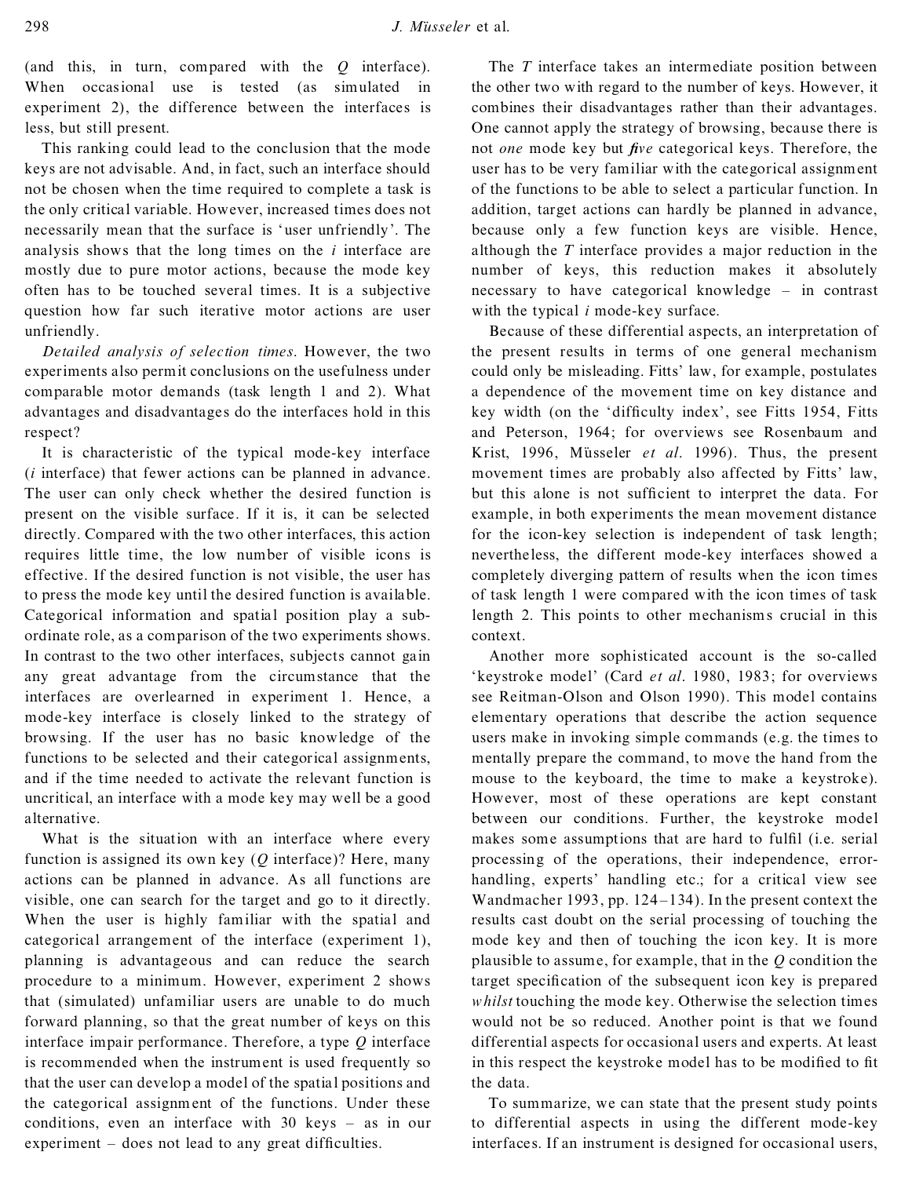(and this, in turn, compared with the *Q* interface). When occasional use is tested (as simulated in experiment 2), the difference between the interfaces is less, but still present.

This ranking could lead to the conclusion that the mode keys are not advisable. And, in fact, such an interface should not be chosen when the time required to complete a task is the only critical variable. However, increased times does not necessarily mean that the surface is 'user unfriendly'. The analysis shows that the long times on the *i* interface are mostly due to pure motor actions, because the mode key often has to be touched several times. It is a subjective question how far such iterative motor actions are user unfriendly.

*Detailed analysis of selection times*. However, the two experiments also permit conclusions on the usefulness under comparable motor demands (task length 1 and 2). What advantages and disadvantages do the interfaces hold in this respect?

It is characteristic of the typical mode-key interface (*i* interface) that fewer actions can be planned in advance. The user can only check whether the desired function is present on the visible surface. If it is, it can be selected directly. Compared with the two other interfaces, this action requires little time, the low number of visible icons is effective. If the desired function is not visible, the user has to press the mode key until the desired function is available. Categorical information and spatial position play a subordinate role, as a comparison of the two experiments shows. In contrast to the two other interfaces, subjects cannot gain any great advantage from the circumstance that the interfaces are overlearned in experiment 1. Hence, a mode-key interface is closely linked to the strategy of browsing. If the user has no basic knowledge of the functions to be selected and their categorical assignments, and if the time needed to activate the relevant function is uncritical, an interface with a mode key may well be a good alternative.

What is the situation with an interface where every function is assigned its own key (*Q* interface)? Here, many actions can be planned in advance. As all functions are visible, one can search for the target and go to it directly. When the user is highly familiar with the spatial and categorical arrangement of the interface (experiment 1), planning is advantageous and can reduce the search procedure to a minimum. However, experiment 2 shows that (simulated) unfamiliar users are unable to do much forward planning, so that the great number of keys on this interface impair performance. Therefore, a type *Q* interface is recommended when the instrument is used frequently so that the user can develop a model of the spatial positions and the categorical assignment of the functions. Under these conditions, even an interface with 30 keys – as in our experiment – does not lead to any great difficulties.

The *T* interface takes an intermediate position between the other two with regard to the number of keys. However, it combines their disadvantages rather than their advantages. One cannot apply the strategy of browsing, because there is not *one* mode key but *five* categorical keys. Therefore, the user has to be very familiar with the categorical assignment of the functions to be able to select a particular function. In addition, target actions can hardly be planned in advance, because only a few function keys are visible. Hence, although the *T* interface provides a major reduction in the number of keys, this reduction makes it absolutely necessary to have categorical knowledge – in contrast with the typical *i* mode-key surface.

Because of these differential aspects, an interpretation of the present results in terms of one general mechanism could only be misleading. Fitts' law, for example, postulates a dependence of the movement time on key distance and key width (on the 'difficulty index', see Fitts 1954, Fitts and Peterson, 1964; for overviews see Rosenbaum and Krist, 1996, Müsseler *et al*. 1996). Thus, the present movement times are probably also affected by Fitts' law, but this alone is not sufficient to interpret the data. For example, in both experiments the mean movement distance for the icon-key selection is independent of task length; nevertheless, the different mode-key interfaces showed a completely diverging pattern of results when the icon times of task length 1 were compared with the icon times of task length 2. This points to other mechanisms crucial in this context.

Another more sophisticated account is the so-called 'keystroke model' (Card *et al*. 1980, 1983; for overviews see Reitman-Olson and Olson 1990). This model contains elementary operations that describe the action sequence users make in invoking simple commands (e.g. the times to mentally prepare the command, to move the hand from the mouse to the keyboard, the time to make a keystroke). However, most of these operations are kept constant between our conditions. Further, the keystroke model makes some assumptions that are hard to fulfil (i.e. serial processing of the operations, their independence, error-handling, experts' handling etc.; for a critical view see Wandmacher 1993, pp. 124–134). In the present context the results cast doubt on the serial processing of touching the mode key and then of touching the icon key. It is more plausible to assume, for example, that in the *Q* condition the target specification of the subsequent icon key is prepared *whilst* touching the mode key. Otherwise the selection times would not be so reduced. Another point is that we found differential aspects for occasional users and experts. At least in this respect the keystroke model has to be modified to fit the data.

To summarize, we can state that the present study points to differential aspects in using the different mode-key interfaces. If an instrument is designed for occasional users,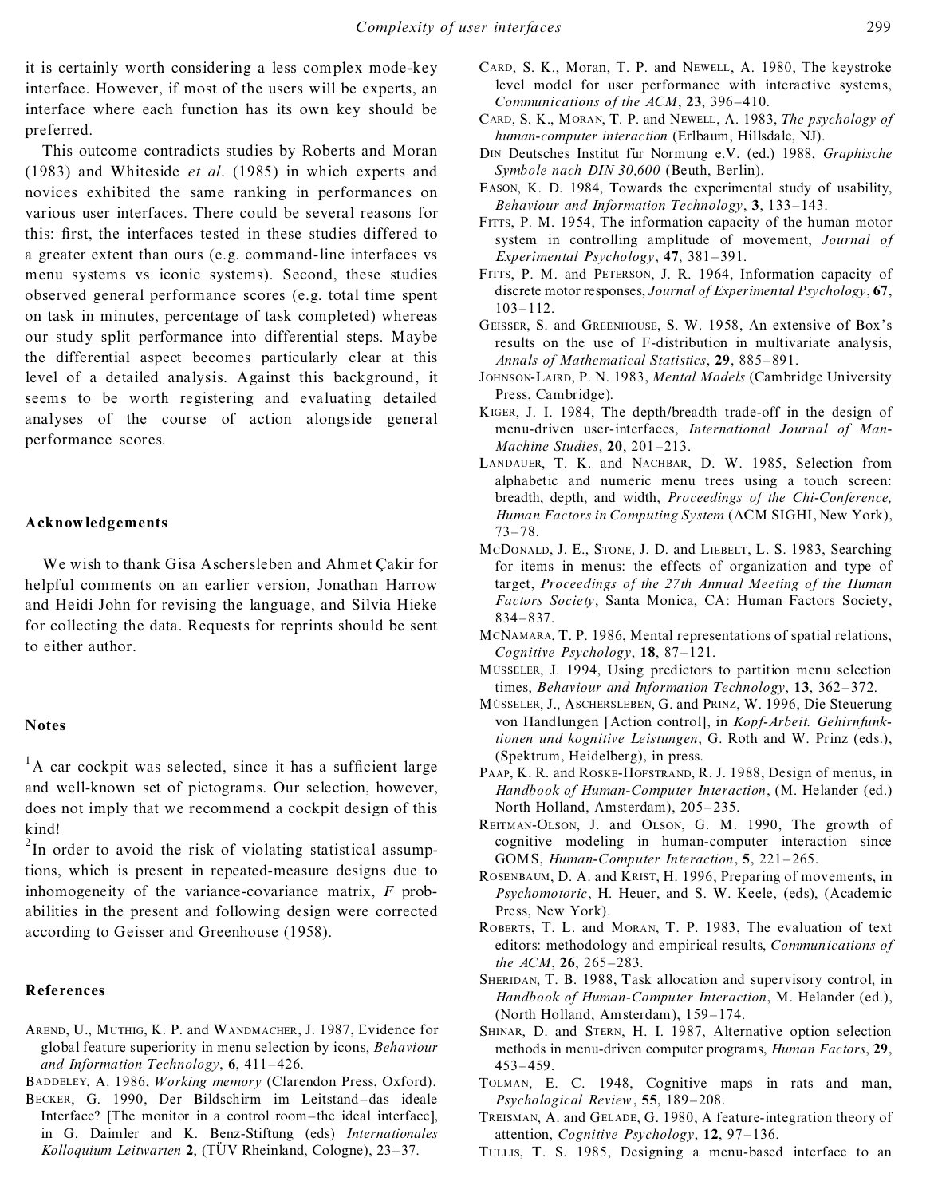it is certainly worth considering a less complex mode-key interface. However, if most of the users will be experts, an interface where each function has its own key should be preferred.

This outcome contradicts studies by Roberts and Moran (1983) and Whiteside *et al*. (1985) in which experts and novices exhibited the same ranking in performances on various user interfaces. There could be several reasons for this: first, the interfaces tested in these studies differed to a greater extent than ours (e.g. command-line interfaces vs menu systems vs iconic systems). Second, these studies observed general performance scores (e.g. total time spent on task in minutes, percentage of task completed) whereas our study split performance into differential steps. Maybe the differential aspect becomes particularly clear at this level of a detailed analysis. Against this background, it seems to be worth registering and evaluating detailed analyses of the course of action alongside general performance scores.

## Acknowledgements

We wish to thank Gisa Aschersleben and Ahmet Çakir for helpful comments on an earlier version, Jonathan Harrow and Heidi John for revising the language, and Silvia Hieke for collecting the data. Requests for reprints should be sent to either author.

## Notes

[1]A car cockpit was selected, since it has a sufficient large and well-known set of pictograms. Our selection, however, does not imply that we recommend a cockpit design of this kind!

[2]In order to avoid the risk of violating statistical assumptions, which is present in repeated-measure designs due to inhomogeneity of the variance-covariance matrix, $F$ probabilities in the present and following design were corrected according to Geisser and Greenhouse (1958).

## References

Arend, U., Muthig, K. P. and Wandmacher, J. 1987, Evidence for global feature superiority in menu selection by icons, *Behaviour and Information Technology*, **6**, 411–426.

Baddeley, A. 1986, *Working memory* (Clarendon Press, Oxford).

Becker, G. 1990, Der Bildschirm im Leitstand–das ideale Interface? [The monitor in a control room–the ideal interface], in G. Daimler and K. Benz-Stiftung (eds) *Internationales Kolloquium Leitwarten* **2**, (TÜV Rheinland, Cologne), 23–37.

Card, S. K., Moran, T. P. and Newell, A. 1980, The keystroke level model for user performance with interactive systems, *Communications of the ACM*, **23**, 396–410.

Card, S. K., Moran, T. P. and Newell, A. 1983, *The psychology of human-computer interaction* (Erlbaum, Hillsdale, NJ).

Din Deutsches Institut für Normung e.V. (ed.) 1988, *Graphische Symbole nach DIN 30,600* (Beuth, Berlin).

Eason, K. D. 1984, Towards the experimental study of usability, *Behaviour and Information Technology*, **3**, 133–143.

Fitts, P. M. 1954, The information capacity of the human motor system in controlling amplitude of movement, *Journal of Experimental Psychology*, **47**, 381–391.

Fitts, P. M. and Peterson, J. R. 1964, Information capacity of discrete motor responses, *Journal of Experimental Psychology*, **67**, 103–112.

Geisser, S. and Greenhouse, S. W. 1958, An extensive of Box's results on the use of F-distribution in multivariate analysis, *Annals of Mathematical Statistics*, **29**, 885–891.

Johnson-Laird, P. N. 1983, *Mental Models* (Cambridge University Press, Cambridge).

Kiger, J. I. 1984, The depth/breadth trade-off in the design of menu-driven user-interfaces, *International Journal of Man-Machine Studies*, **20**, 201–213.

Landauer, T. K. and Nachbar, D. W. 1985, Selection from alphabetic and numeric menu trees using a touch screen: breadth, depth, and width, *Proceedings of the Chi-Conference, Human Factors in Computing System* (ACM SIGHI, New York), 73–78.

McDonald, J. E., Stone, J. D. and Liebelt, L. S. 1983, Searching for items in menus: the effects of organization and type of target, *Proceedings of the 27th Annual Meeting of the Human Factors Society*, Santa Monica, CA: Human Factors Society, 834–837.

McNamara, T. P. 1986, Mental representations of spatial relations, *Cognitive Psychology*, **18**, 87–121.

Müsseler, J. 1994, Using predictors to partition menu selection times, *Behaviour and Information Technology*, **13**, 362–372.

Müsseler, J., Aschersleben, G. and Prinz, W. 1996, Die Steuerung von Handlungen [Action control], in *Kopf-Arbeit. Gehirnfunktionen und kognitive Leistungen*, G. Roth and W. Prinz (eds.), (Spektrum, Heidelberg), in press.

Paap, K. R. and Roske-Hofstrand, R. J. 1988, Design of menus, in *Handbook of Human-Computer Interaction*, (M. Helander (ed.) North Holland, Amsterdam), 205–235.

Reitman-Olson, J. and Olson, G. M. 1990, The growth of cognitive modeling in human-computer interaction since GOMS, *Human-Computer Interaction*, **5**, 221–265.

Rosenbaum, D. A. and Krist, H. 1996, Preparing of movements, in *Psychomotoric*, H. Heuer, and S. W. Keele, (eds), (Academic Press, New York).

Roberts, T. L. and Moran, T. P. 1983, The evaluation of text editors: methodology and empirical results, *Communications of the ACM*, **26**, 265–283.

Sheridan, T. B. 1988, Task allocation and supervisory control, in *Handbook of Human-Computer Interaction*, M. Helander (ed.), (North Holland, Amsterdam), 159–174.

Shinar, D. and Stern, H. I. 1987, Alternative option selection methods in menu-driven computer programs, *Human Factors*, **29**, 453–459.

Tolman, E. C. 1948, Cognitive maps in rats and man, *Psychological Review*, **55**, 189–208.

Treisman, A. and Gelade, G. 1980, A feature-integration theory of attention, *Cognitive Psychology*, **12**, 97–136.

Tullis, T. S. 1985, Designing a menu-based interface to an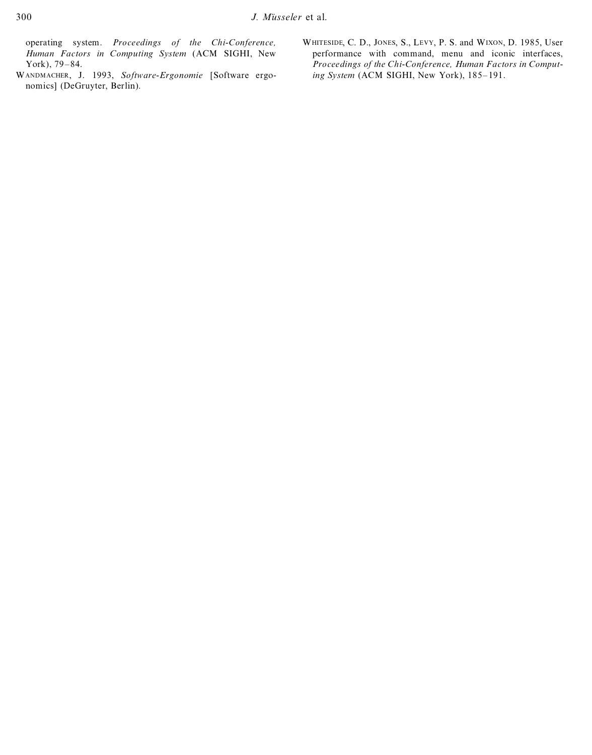operating system. *Proceedings of the Chi-Conference, Human Factors in Computing System* (ACM SIGHI, New York), 79–84.

WANDMACHER, J. 1993, *Software-Ergonomie* [Software ergonomics] (DeGruyter, Berlin).

WHITESIDE, C. D., JONES, S., LEVY, P. S. and WIXON, D. 1985, User performance with command, menu and iconic interfaces, *Proceedings of the Chi-Conference, Human Factors in Computing System* (ACM SIGHI, New York), 185–191.